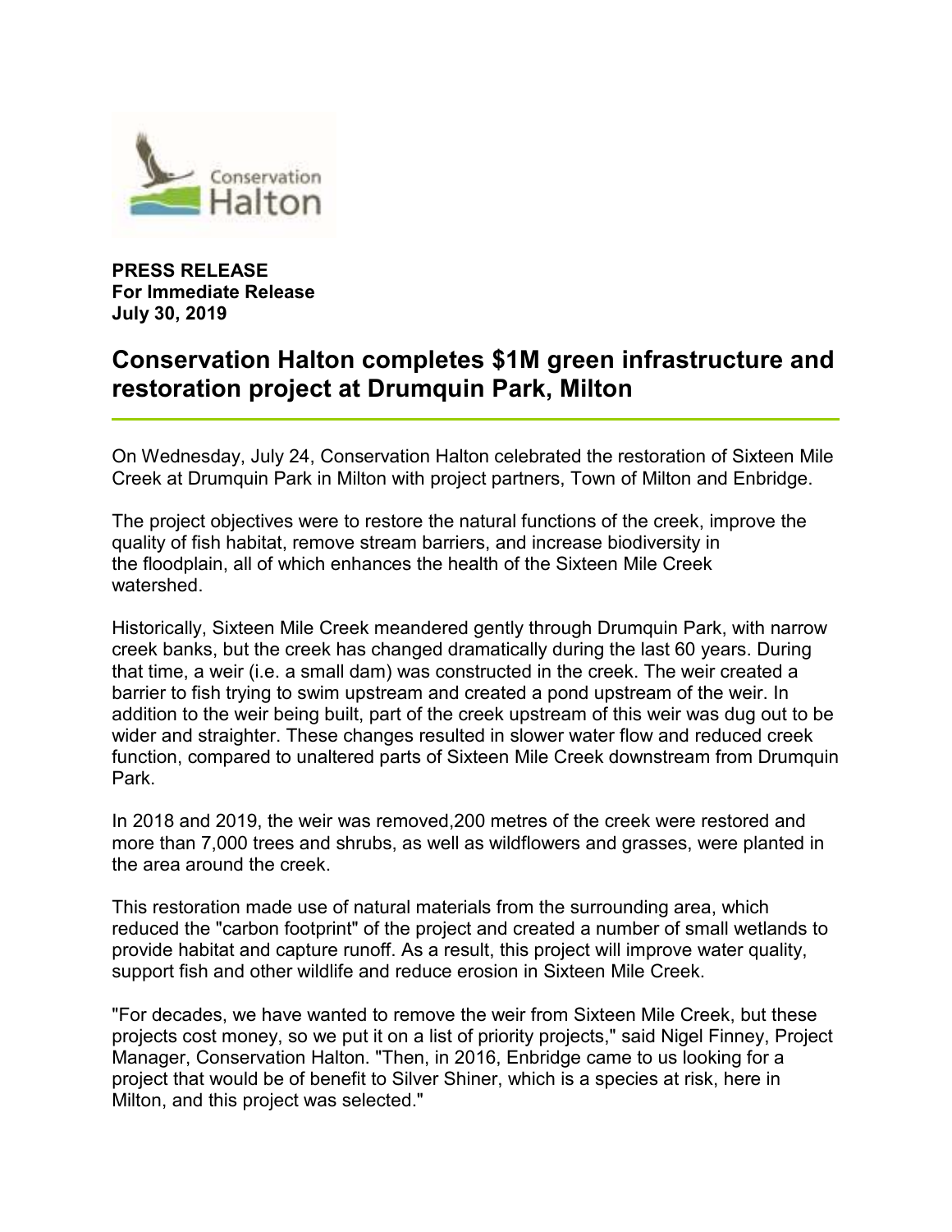Conservation Halton

**PRESS RELEASE**
**For Immediate Release**
**July 30, 2019**

# Conservation Halton completes $1M green infrastructure and restoration project at Drumquin Park, Milton

On Wednesday, July 24, Conservation Halton celebrated the restoration of Sixteen Mile Creek at Drumquin Park in Milton with project partners, Town of Milton and Enbridge.

The project objectives were to restore the natural functions of the creek, improve the quality of fish habitat, remove stream barriers, and increase biodiversity in the floodplain, all of which enhances the health of the Sixteen Mile Creek watershed.

Historically, Sixteen Mile Creek meandered gently through Drumquin Park, with narrow creek banks, but the creek has changed dramatically during the last 60 years. During that time, a weir (i.e. a small dam) was constructed in the creek. The weir created a barrier to fish trying to swim upstream and created a pond upstream of the weir. In addition to the weir being built, part of the creek upstream of this weir was dug out to be wider and straighter. These changes resulted in slower water flow and reduced creek function, compared to unaltered parts of Sixteen Mile Creek downstream from Drumquin Park.

In 2018 and 2019, the weir was removed,200 metres of the creek were restored and more than 7,000 trees and shrubs, as well as wildflowers and grasses, were planted in the area around the creek.

This restoration made use of natural materials from the surrounding area, which reduced the "carbon footprint" of the project and created a number of small wetlands to provide habitat and capture runoff. As a result, this project will improve water quality, support fish and other wildlife and reduce erosion in Sixteen Mile Creek.

"For decades, we have wanted to remove the weir from Sixteen Mile Creek, but these projects cost money, so we put it on a list of priority projects," said Nigel Finney, Project Manager, Conservation Halton. "Then, in 2016, Enbridge came to us looking for a project that would be of benefit to Silver Shiner, which is a species at risk, here in Milton, and this project was selected."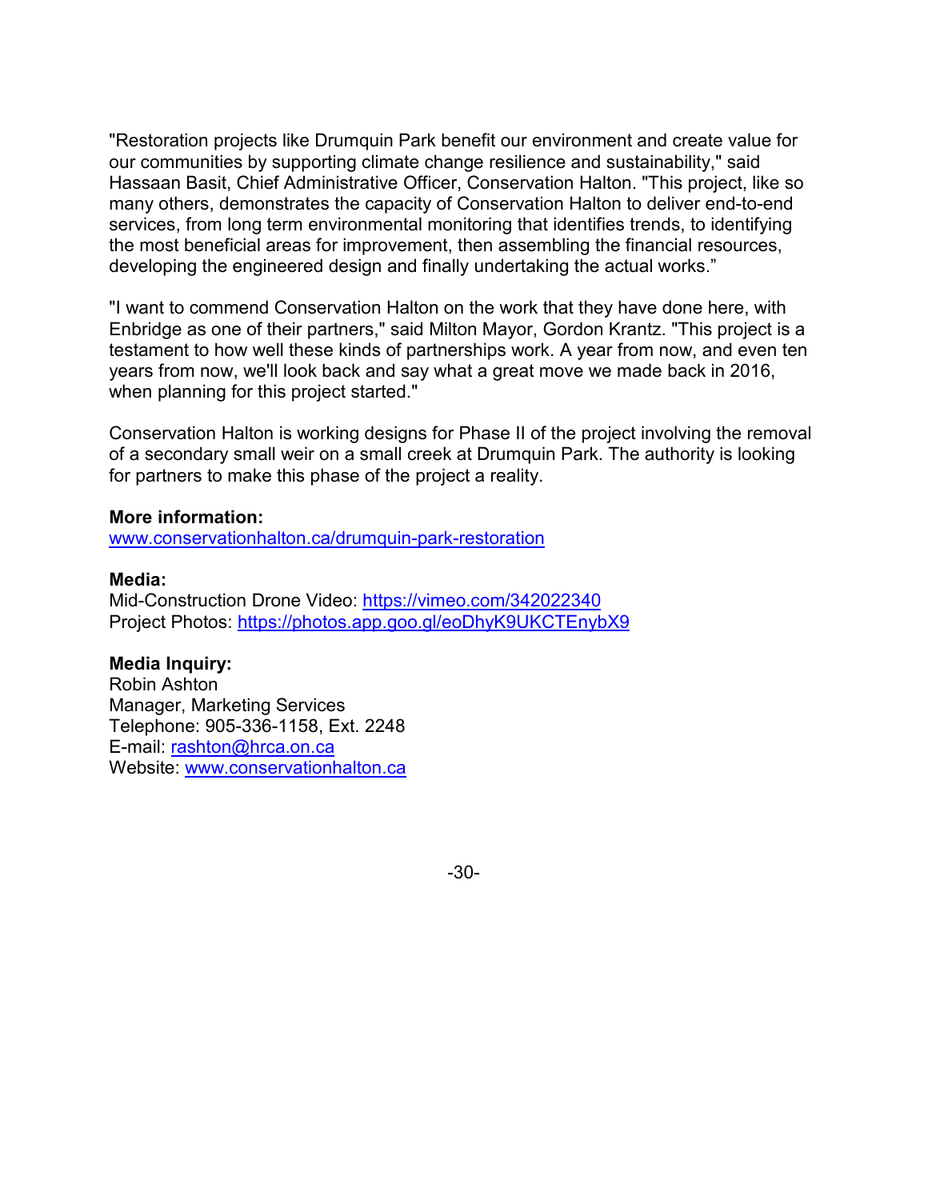"Restoration projects like Drumquin Park benefit our environment and create value for our communities by supporting climate change resilience and sustainability," said Hassaan Basit, Chief Administrative Officer, Conservation Halton. "This project, like so many others, demonstrates the capacity of Conservation Halton to deliver end-to-end services, from long term environmental monitoring that identifies trends, to identifying the most beneficial areas for improvement, then assembling the financial resources, developing the engineered design and finally undertaking the actual works."

"I want to commend Conservation Halton on the work that they have done here, with Enbridge as one of their partners," said Milton Mayor, Gordon Krantz. "This project is a testament to how well these kinds of partnerships work. A year from now, and even ten years from now, we'll look back and say what a great move we made back in 2016, when planning for this project started."

Conservation Halton is working designs for Phase II of the project involving the removal of a secondary small weir on a small creek at Drumquin Park. The authority is looking for partners to make this phase of the project a reality.

**More information:**
www.conservationhalton.ca/drumquin-park-restoration

**Media:**
Mid-Construction Drone Video: https://vimeo.com/342022340
Project Photos: https://photos.app.goo.gl/eoDhyK9UKCTEnybX9

**Media Inquiry:**
Robin Ashton
Manager, Marketing Services
Telephone: 905-336-1158, Ext. 2248
E-mail: rashton@hrca.on.ca
Website: www.conservationhalton.ca

-30-